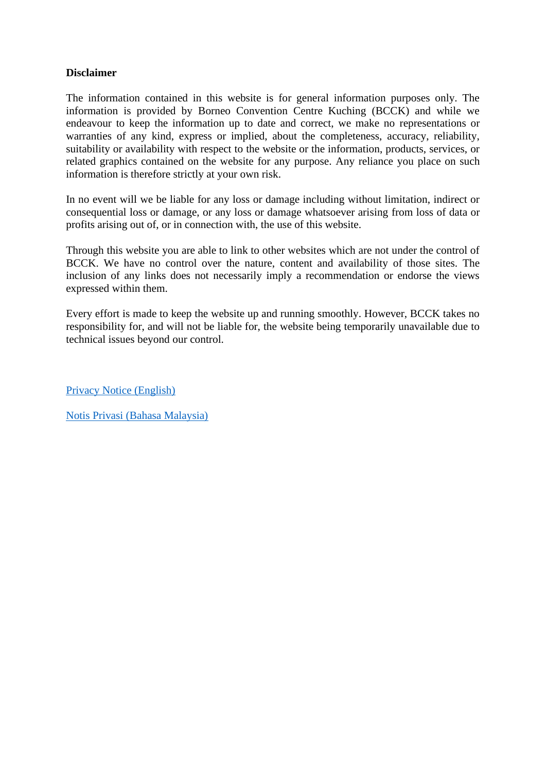**Disclaimer**

The information contained in this website is for general information purposes only. The information is provided by Borneo Convention Centre Kuching (BCCK) and while we endeavour to keep the information up to date and correct, we make no representations or warranties of any kind, express or implied, about the completeness, accuracy, reliability, suitability or availability with respect to the website or the information, products, services, or related graphics contained on the website for any purpose. Any reliance you place on such information is therefore strictly at your own risk.

In no event will we be liable for any loss or damage including without limitation, indirect or consequential loss or damage, or any loss or damage whatsoever arising from loss of data or profits arising out of, or in connection with, the use of this website.

Through this website you are able to link to other websites which are not under the control of BCCK. We have no control over the nature, content and availability of those sites. The inclusion of any links does not necessarily imply a recommendation or endorse the views expressed within them.

Every effort is made to keep the website up and running smoothly. However, BCCK takes no responsibility for, and will not be liable for, the website being temporarily unavailable due to technical issues beyond our control.

Privacy Notice (English)

Notis Privasi (Bahasa Malaysia)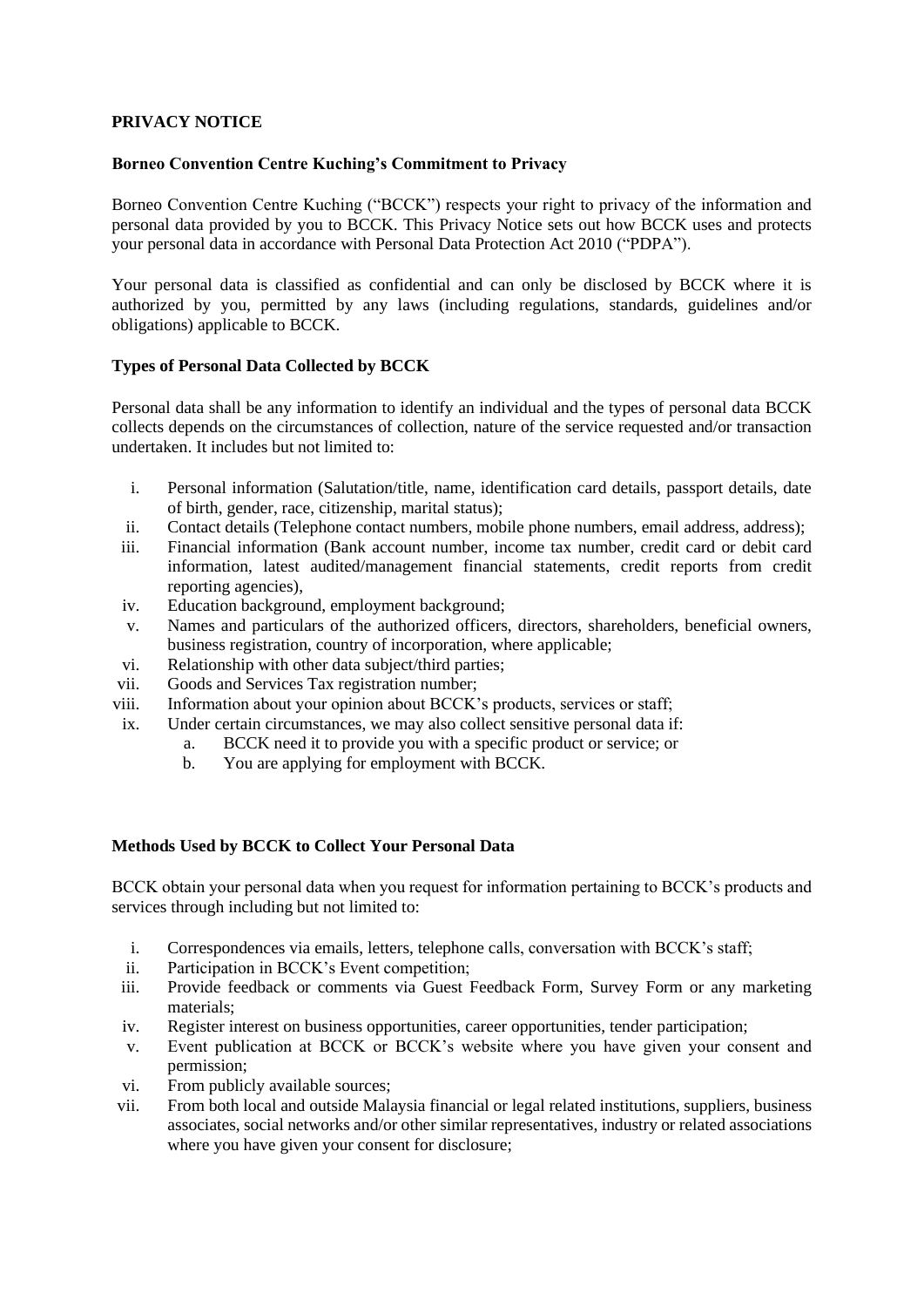# PRIVACY NOTICE

## Borneo Convention Centre Kuching's Commitment to Privacy

Borneo Convention Centre Kuching ("BCCK") respects your right to privacy of the information and personal data provided by you to BCCK. This Privacy Notice sets out how BCCK uses and protects your personal data in accordance with Personal Data Protection Act 2010 ("PDPA").

Your personal data is classified as confidential and can only be disclosed by BCCK where it is authorized by you, permitted by any laws (including regulations, standards, guidelines and/or obligations) applicable to BCCK.

## Types of Personal Data Collected by BCCK

Personal data shall be any information to identify an individual and the types of personal data BCCK collects depends on the circumstances of collection, nature of the service requested and/or transaction undertaken. It includes but not limited to:

i. Personal information (Salutation/title, name, identification card details, passport details, date of birth, gender, race, citizenship, marital status);
ii. Contact details (Telephone contact numbers, mobile phone numbers, email address, address);
iii. Financial information (Bank account number, income tax number, credit card or debit card information, latest audited/management financial statements, credit reports from credit reporting agencies),
iv. Education background, employment background;
v. Names and particulars of the authorized officers, directors, shareholders, beneficial owners, business registration, country of incorporation, where applicable;
vi. Relationship with other data subject/third parties;
vii. Goods and Services Tax registration number;
viii. Information about your opinion about BCCK's products, services or staff;
ix. Under certain circumstances, we may also collect sensitive personal data if:
    a. BCCK need it to provide you with a specific product or service; or
    b. You are applying for employment with BCCK.

## Methods Used by BCCK to Collect Your Personal Data

BCCK obtain your personal data when you request for information pertaining to BCCK's products and services through including but not limited to:

i. Correspondences via emails, letters, telephone calls, conversation with BCCK's staff;
ii. Participation in BCCK's Event competition;
iii. Provide feedback or comments via Guest Feedback Form, Survey Form or any marketing materials;
iv. Register interest on business opportunities, career opportunities, tender participation;
v. Event publication at BCCK or BCCK's website where you have given your consent and permission;
vi. From publicly available sources;
vii. From both local and outside Malaysia financial or legal related institutions, suppliers, business associates, social networks and/or other similar representatives, industry or related associations where you have given your consent for disclosure;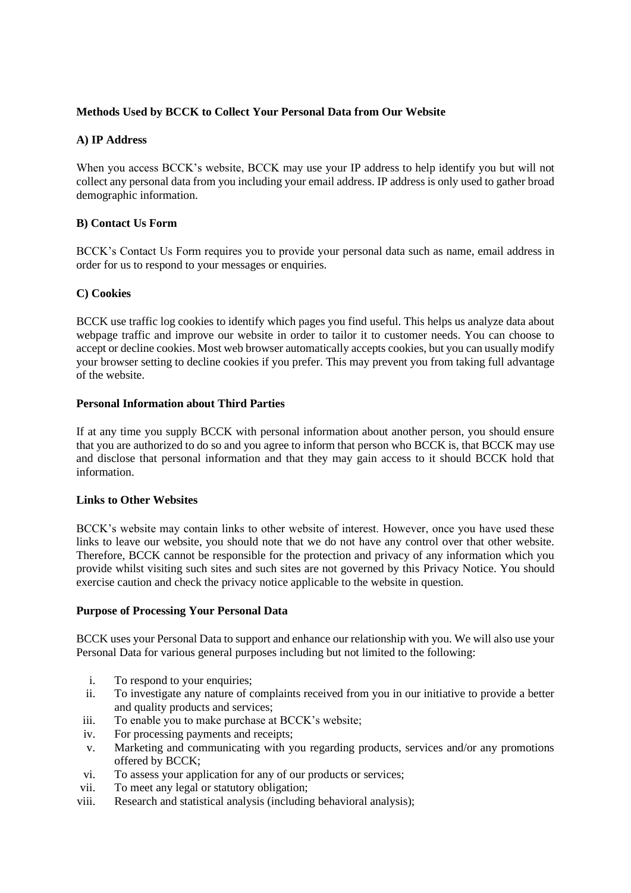**Methods Used by BCCK to Collect Your Personal Data from Our Website**

**A) IP Address**

When you access BCCK's website, BCCK may use your IP address to help identify you but will not collect any personal data from you including your email address. IP address is only used to gather broad demographic information.

**B) Contact Us Form**

BCCK's Contact Us Form requires you to provide your personal data such as name, email address in order for us to respond to your messages or enquiries.

**C) Cookies**

BCCK use traffic log cookies to identify which pages you find useful. This helps us analyze data about webpage traffic and improve our website in order to tailor it to customer needs. You can choose to accept or decline cookies. Most web browser automatically accepts cookies, but you can usually modify your browser setting to decline cookies if you prefer. This may prevent you from taking full advantage of the website.

**Personal Information about Third Parties**

If at any time you supply BCCK with personal information about another person, you should ensure that you are authorized to do so and you agree to inform that person who BCCK is, that BCCK may use and disclose that personal information and that they may gain access to it should BCCK hold that information.

**Links to Other Websites**

BCCK's website may contain links to other website of interest. However, once you have used these links to leave our website, you should note that we do not have any control over that other website. Therefore, BCCK cannot be responsible for the protection and privacy of any information which you provide whilst visiting such sites and such sites are not governed by this Privacy Notice. You should exercise caution and check the privacy notice applicable to the website in question.

**Purpose of Processing Your Personal Data**

BCCK uses your Personal Data to support and enhance our relationship with you. We will also use your Personal Data for various general purposes including but not limited to the following:

i. To respond to your enquiries;
ii. To investigate any nature of complaints received from you in our initiative to provide a better and quality products and services;
iii. To enable you to make purchase at BCCK's website;
iv. For processing payments and receipts;
v. Marketing and communicating with you regarding products, services and/or any promotions offered by BCCK;
vi. To assess your application for any of our products or services;
vii. To meet any legal or statutory obligation;
viii. Research and statistical analysis (including behavioral analysis);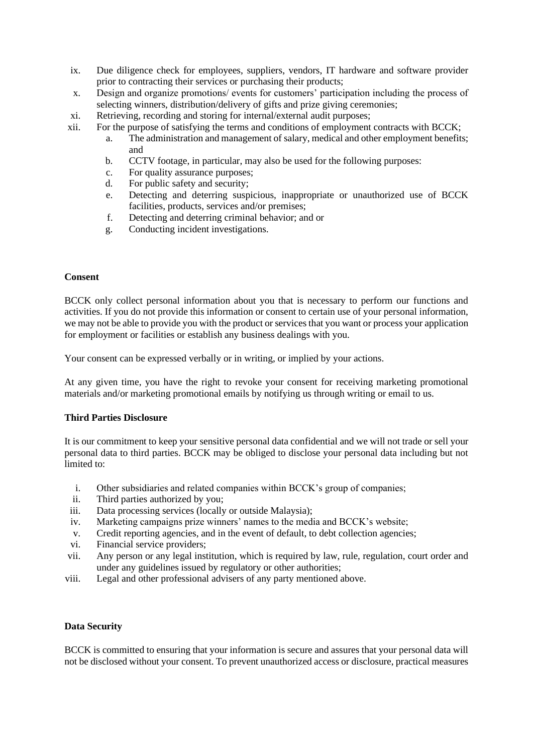ix. Due diligence check for employees, suppliers, vendors, IT hardware and software provider prior to contracting their services or purchasing their products;
x. Design and organize promotions/ events for customers' participation including the process of selecting winners, distribution/delivery of gifts and prize giving ceremonies;
xi. Retrieving, recording and storing for internal/external audit purposes;
xii. For the purpose of satisfying the terms and conditions of employment contracts with BCCK;
    a. The administration and management of salary, medical and other employment benefits; and
    b. CCTV footage, in particular, may also be used for the following purposes:
    c. For quality assurance purposes;
    d. For public safety and security;
    e. Detecting and deterring suspicious, inappropriate or unauthorized use of BCCK facilities, products, services and/or premises;
    f. Detecting and deterring criminal behavior; and or
    g. Conducting incident investigations.

**Consent**

BCCK only collect personal information about you that is necessary to perform our functions and activities. If you do not provide this information or consent to certain use of your personal information, we may not be able to provide you with the product or services that you want or process your application for employment or facilities or establish any business dealings with you.

Your consent can be expressed verbally or in writing, or implied by your actions.

At any given time, you have the right to revoke your consent for receiving marketing promotional materials and/or marketing promotional emails by notifying us through writing or email to us.

**Third Parties Disclosure**

It is our commitment to keep your sensitive personal data confidential and we will not trade or sell your personal data to third parties. BCCK may be obliged to disclose your personal data including but not limited to:

i. Other subsidiaries and related companies within BCCK's group of companies;
ii. Third parties authorized by you;
iii. Data processing services (locally or outside Malaysia);
iv. Marketing campaigns prize winners' names to the media and BCCK's website;
v. Credit reporting agencies, and in the event of default, to debt collection agencies;
vi. Financial service providers;
vii. Any person or any legal institution, which is required by law, rule, regulation, court order and under any guidelines issued by regulatory or other authorities;
viii. Legal and other professional advisers of any party mentioned above.

**Data Security**

BCCK is committed to ensuring that your information is secure and assures that your personal data will not be disclosed without your consent. To prevent unauthorized access or disclosure, practical measures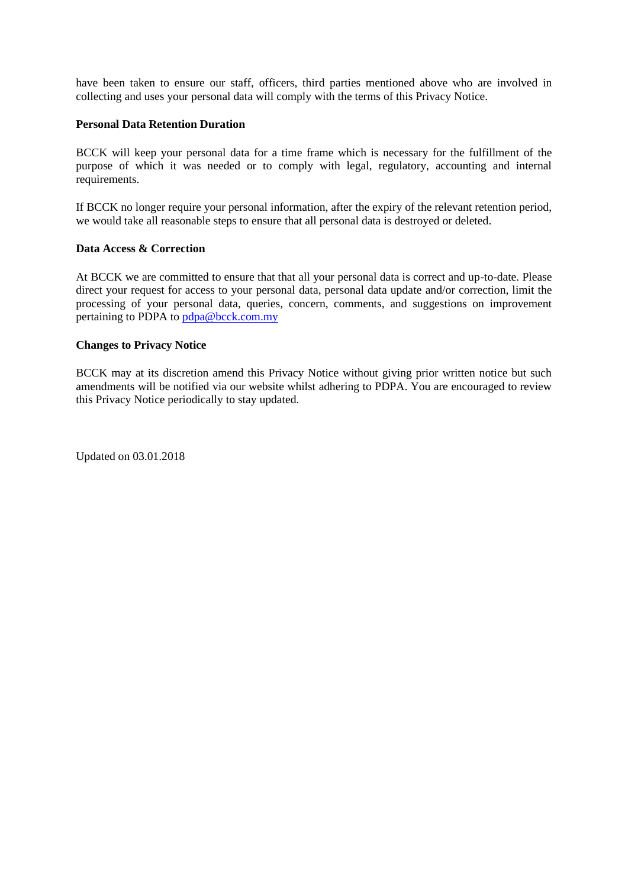have been taken to ensure our staff, officers, third parties mentioned above who are involved in collecting and uses your personal data will comply with the terms of this Privacy Notice.

**Personal Data Retention Duration**

BCCK will keep your personal data for a time frame which is necessary for the fulfillment of the purpose of which it was needed or to comply with legal, regulatory, accounting and internal requirements.

If BCCK no longer require your personal information, after the expiry of the relevant retention period, we would take all reasonable steps to ensure that all personal data is destroyed or deleted.

**Data Access & Correction**

At BCCK we are committed to ensure that that all your personal data is correct and up-to-date. Please direct your request for access to your personal data, personal data update and/or correction, limit the processing of your personal data, queries, concern, comments, and suggestions on improvement pertaining to PDPA to [pdpa@bcck.com.my](mailto:pdpa@bcck.com.my)

**Changes to Privacy Notice**

BCCK may at its discretion amend this Privacy Notice without giving prior written notice but such amendments will be notified via our website whilst adhering to PDPA. You are encouraged to review this Privacy Notice periodically to stay updated.

Updated on 03.01.2018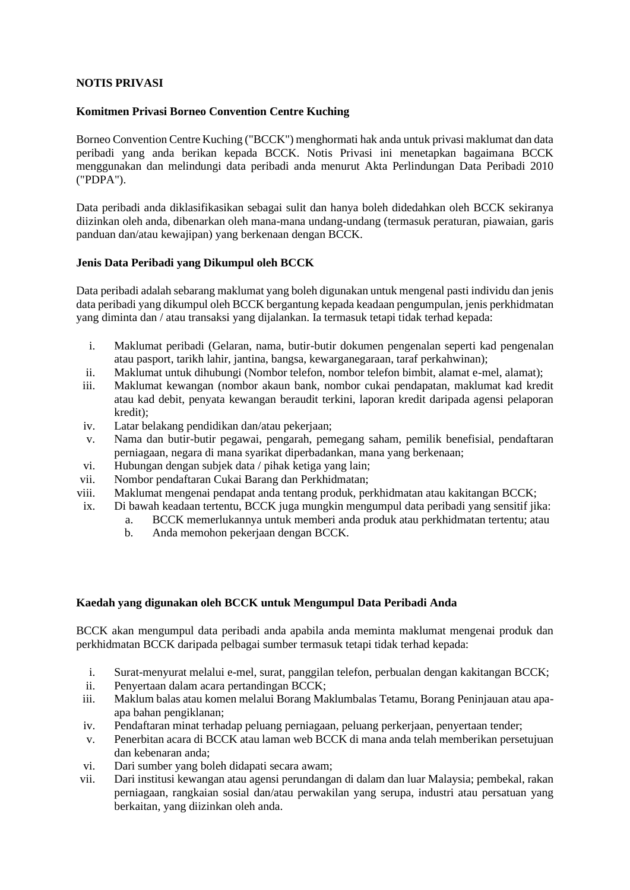**NOTIS PRIVASI**

**Komitmen Privasi Borneo Convention Centre Kuching**

Borneo Convention Centre Kuching ("BCCK") menghormati hak anda untuk privasi maklumat dan data peribadi yang anda berikan kepada BCCK. Notis Privasi ini menetapkan bagaimana BCCK menggunakan dan melindungi data peribadi anda menurut Akta Perlindungan Data Peribadi 2010 ("PDPA").

Data peribadi anda diklasifikasikan sebagai sulit dan hanya boleh didedahkan oleh BCCK sekiranya diizinkan oleh anda, dibenarkan oleh mana-mana undang-undang (termasuk peraturan, piawaian, garis panduan dan/atau kewajipan) yang berkenaan dengan BCCK.

**Jenis Data Peribadi yang Dikumpul oleh BCCK**

Data peribadi adalah sebarang maklumat yang boleh digunakan untuk mengenal pasti individu dan jenis data peribadi yang dikumpul oleh BCCK bergantung kepada keadaan pengumpulan, jenis perkhidmatan yang diminta dan / atau transaksi yang dijalankan. Ia termasuk tetapi tidak terhad kepada:

- i. Maklumat peribadi (Gelaran, nama, butir-butir dokumen pengenalan seperti kad pengenalan atau pasport, tarikh lahir, jantina, bangsa, kewarganegaraan, taraf perkahwinan);
- ii. Maklumat untuk dihubungi (Nombor telefon, nombor telefon bimbit, alamat e-mel, alamat);
- iii. Maklumat kewangan (nombor akaun bank, nombor cukai pendapatan, maklumat kad kredit atau kad debit, penyata kewangan beraudit terkini, laporan kredit daripada agensi pelaporan kredit);
- iv. Latar belakang pendidikan dan/atau pekerjaan;
- v. Nama dan butir-butir pegawai, pengarah, pemegang saham, pemilik benefisial, pendaftaran perniagaan, negara di mana syarikat diperbadankan, mana yang berkenaan;
- vi. Hubungan dengan subjek data / pihak ketiga yang lain;
- vii. Nombor pendaftaran Cukai Barang dan Perkhidmatan;
- viii. Maklumat mengenai pendapat anda tentang produk, perkhidmatan atau kakitangan BCCK;
- ix. Di bawah keadaan tertentu, BCCK juga mungkin mengumpul data peribadi yang sensitif jika:
    - a. BCCK memerlukannya untuk memberi anda produk atau perkhidmatan tertentu; atau
    - b. Anda memohon pekerjaan dengan BCCK.

**Kaedah yang digunakan oleh BCCK untuk Mengumpul Data Peribadi Anda**

BCCK akan mengumpul data peribadi anda apabila anda meminta maklumat mengenai produk dan perkhidmatan BCCK daripada pelbagai sumber termasuk tetapi tidak terhad kepada:

- i. Surat-menyurat melalui e-mel, surat, panggilan telefon, perbualan dengan kakitangan BCCK;
- ii. Penyertaan dalam acara pertandingan BCCK;
- iii. Maklum balas atau komen melalui Borang Maklumbalas Tetamu, Borang Peninjauan atau apa-apa bahan pengiklanan;
- iv. Pendaftaran minat terhadap peluang perniagaan, peluang perkerjaan, penyertaan tender;
- v. Penerbitan acara di BCCK atau laman web BCCK di mana anda telah memberikan persetujuan dan kebenaran anda;
- vi. Dari sumber yang boleh didapati secara awam;
- vii. Dari institusi kewangan atau agensi perundangan di dalam dan luar Malaysia; pembekal, rakan perniagaan, rangkaian sosial dan/atau perwakilan yang serupa, industri atau persatuan yang berkaitan, yang diizinkan oleh anda.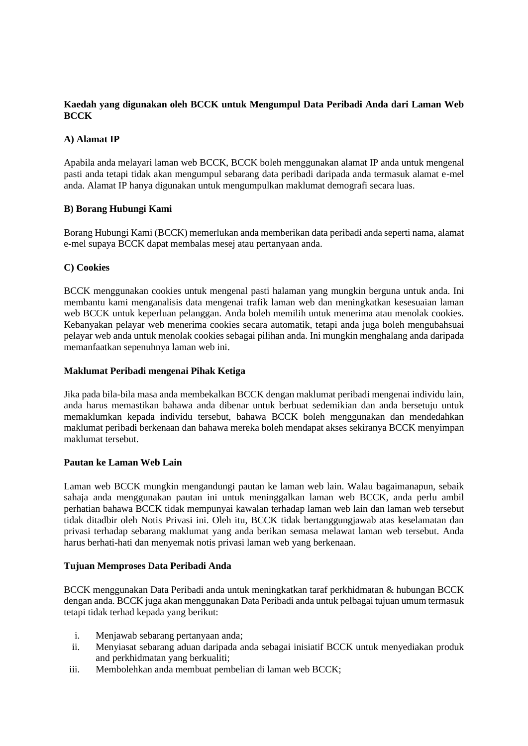**Kaedah yang digunakan oleh BCCK untuk Mengumpul Data Peribadi Anda dari Laman Web BCCK**

**A) Alamat IP**

Apabila anda melayari laman web BCCK, BCCK boleh menggunakan alamat IP anda untuk mengenal pasti anda tetapi tidak akan mengumpul sebarang data peribadi daripada anda termasuk alamat e-mel anda. Alamat IP hanya digunakan untuk mengumpulkan maklumat demografi secara luas.

**B) Borang Hubungi Kami**

Borang Hubungi Kami (BCCK) memerlukan anda memberikan data peribadi anda seperti nama, alamat e-mel supaya BCCK dapat membalas mesej atau pertanyaan anda.

**C) Cookies**

BCCK menggunakan cookies untuk mengenal pasti halaman yang mungkin berguna untuk anda. Ini membantu kami menganalisis data mengenai trafik laman web dan meningkatkan kesesuaian laman web BCCK untuk keperluan pelanggan. Anda boleh memilih untuk menerima atau menolak cookies. Kebanyakan pelayar web menerima cookies secara automatik, tetapi anda juga boleh mengubahsuai pelayar web anda untuk menolak cookies sebagai pilihan anda. Ini mungkin menghalang anda daripada memanfaatkan sepenuhnya laman web ini.

**Maklumat Peribadi mengenai Pihak Ketiga**

Jika pada bila-bila masa anda membekalkan BCCK dengan maklumat peribadi mengenai individu lain, anda harus memastikan bahawa anda dibenar untuk berbuat sedemikian dan anda bersetuju untuk memaklumkan kepada individu tersebut, bahawa BCCK boleh menggunakan dan mendedahkan maklumat peribadi berkenaan dan bahawa mereka boleh mendapat akses sekiranya BCCK menyimpan maklumat tersebut.

**Pautan ke Laman Web Lain**

Laman web BCCK mungkin mengandungi pautan ke laman web lain. Walau bagaimanapun, sebaik sahaja anda menggunakan pautan ini untuk meninggalkan laman web BCCK, anda perlu ambil perhatian bahawa BCCK tidak mempunyai kawalan terhadap laman web lain dan laman web tersebut tidak ditadbir oleh Notis Privasi ini. Oleh itu, BCCK tidak bertanggungjawab atas keselamatan dan privasi terhadap sebarang maklumat yang anda berikan semasa melawat laman web tersebut. Anda harus berhati-hati dan menyemak notis privasi laman web yang berkenaan.

**Tujuan Memproses Data Peribadi Anda**

BCCK menggunakan Data Peribadi anda untuk meningkatkan taraf perkhidmatan & hubungan BCCK dengan anda. BCCK juga akan menggunakan Data Peribadi anda untuk pelbagai tujuan umum termasuk tetapi tidak terhad kepada yang berikut:

i. Menjawab sebarang pertanyaan anda;
ii. Menyiasat sebarang aduan daripada anda sebagai inisiatif BCCK untuk menyediakan produk and perkhidmatan yang berkualiti;
iii. Membolehkan anda membuat pembelian di laman web BCCK;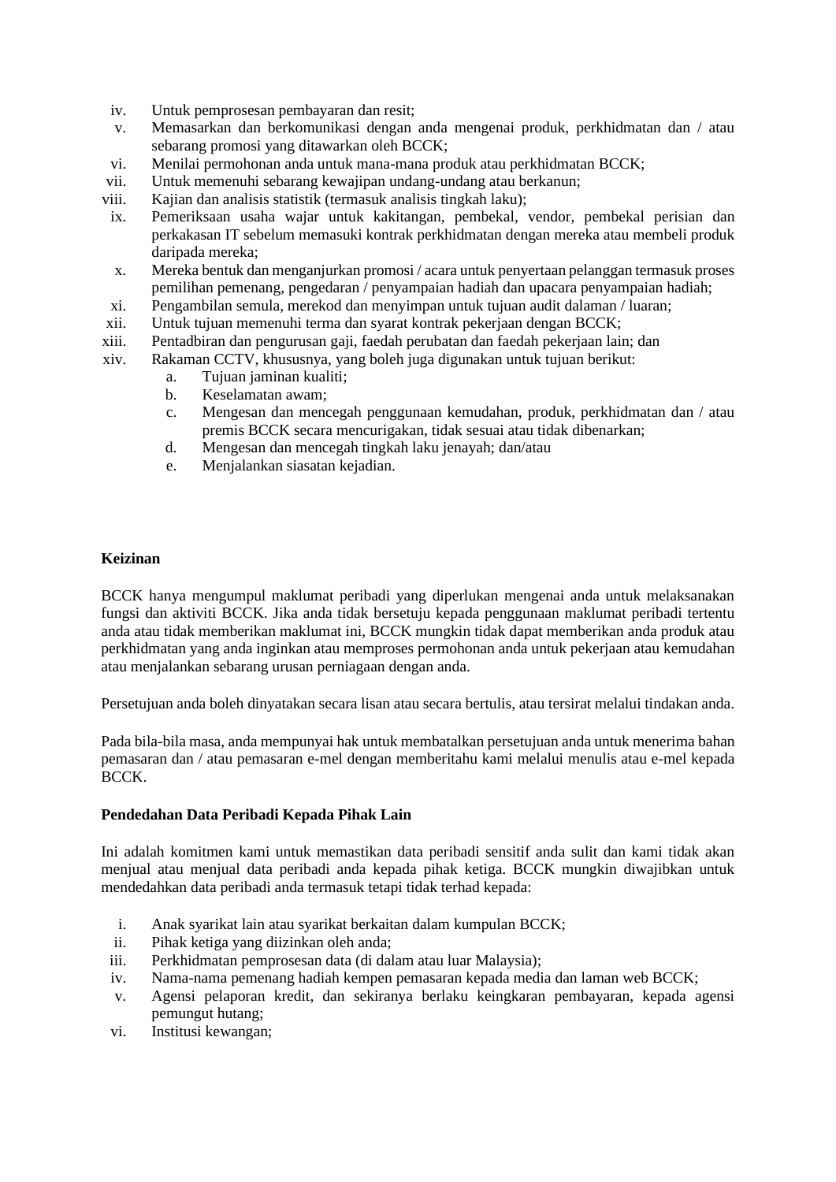iv. Untuk pemprosesan pembayaran dan resit;
v. Memasarkan dan berkomunikasi dengan anda mengenai produk, perkhidmatan dan / atau sebarang promosi yang ditawarkan oleh BCCK;
vi. Menilai permohonan anda untuk mana-mana produk atau perkhidmatan BCCK;
vii. Untuk memenuhi sebarang kewajipan undang-undang atau berkanun;
viii. Kajian dan analisis statistik (termasuk analisis tingkah laku);
ix. Pemeriksaan usaha wajar untuk kakitangan, pembekal, vendor, pembekal perisian dan perkakasan IT sebelum memasuki kontrak perkhidmatan dengan mereka atau membeli produk daripada mereka;
x. Mereka bentuk dan menganjurkan promosi / acara untuk penyertaan pelanggan termasuk proses pemilihan pemenang, pengedaran / penyampaian hadiah dan upacara penyampaian hadiah;
xi. Pengambilan semula, merekod dan menyimpan untuk tujuan audit dalaman / luaran;
xii. Untuk tujuan memenuhi terma dan syarat kontrak pekerjaan dengan BCCK;
xiii. Pentadbiran dan pengurusan gaji, faedah perubatan dan faedah pekerjaan lain; dan
xiv. Rakaman CCTV, khususnya, yang boleh juga digunakan untuk tujuan berikut:
    a. Tujuan jaminan kualiti;
    b. Keselamatan awam;
    c. Mengesan dan mencegah penggunaan kemudahan, produk, perkhidmatan dan / atau premis BCCK secara mencurigakan, tidak sesuai atau tidak dibenarkan;
    d. Mengesan dan mencegah tingkah laku jenayah; dan/atau
    e. Menjalankan siasatan kejadian.

**Keizinan**

BCCK hanya mengumpul maklumat peribadi yang diperlukan mengenai anda untuk melaksanakan fungsi dan aktiviti BCCK. Jika anda tidak bersetuju kepada penggunaan maklumat peribadi tertentu anda atau tidak memberikan maklumat ini, BCCK mungkin tidak dapat memberikan anda produk atau perkhidmatan yang anda inginkan atau memproses permohonan anda untuk pekerjaan atau kemudahan atau menjalankan sebarang urusan perniagaan dengan anda.

Persetujuan anda boleh dinyatakan secara lisan atau secara bertulis, atau tersirat melalui tindakan anda.

Pada bila-bila masa, anda mempunyai hak untuk membatalkan persetujuan anda untuk menerima bahan pemasaran dan / atau pemasaran e-mel dengan memberitahu kami melalui menulis atau e-mel kepada BCCK.

**Pendedahan Data Peribadi Kepada Pihak Lain**

Ini adalah komitmen kami untuk memastikan data peribadi sensitif anda sulit dan kami tidak akan menjual atau menjual data peribadi anda kepada pihak ketiga. BCCK mungkin diwajibkan untuk mendedahkan data peribadi anda termasuk tetapi tidak terhad kepada:

i. Anak syarikat lain atau syarikat berkaitan dalam kumpulan BCCK;
ii. Pihak ketiga yang diizinkan oleh anda;
iii. Perkhidmatan pemprosesan data (di dalam atau luar Malaysia);
iv. Nama-nama pemenang hadiah kempen pemasaran kepada media dan laman web BCCK;
v. Agensi pelaporan kredit, dan sekiranya berlaku keingkaran pembayaran, kepada agensi pemungut hutang;
vi. Institusi kewangan;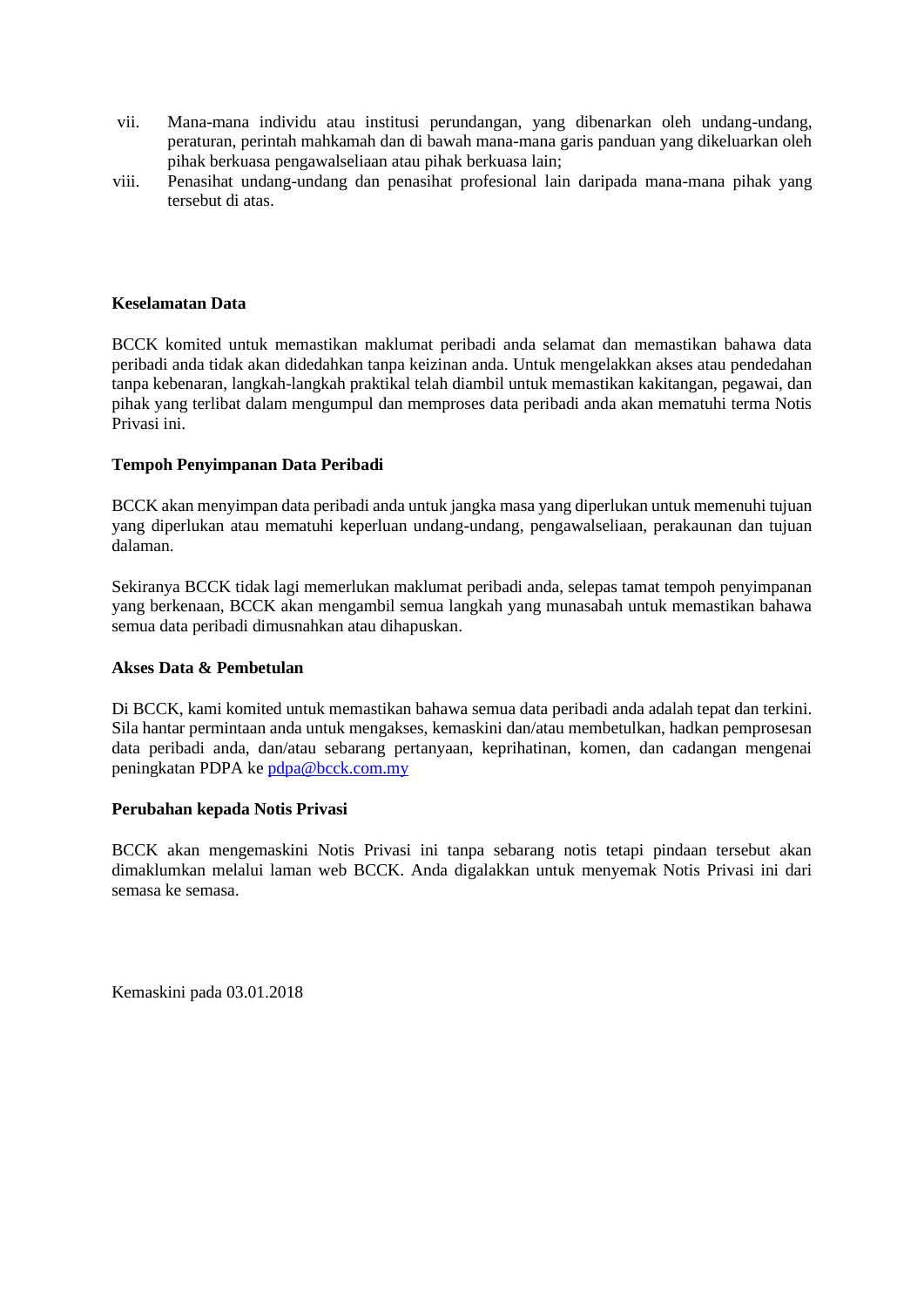vii. Mana-mana individu atau institusi perundangan, yang dibenarkan oleh undang-undang, peraturan, perintah mahkamah dan di bawah mana-mana garis panduan yang dikeluarkan oleh pihak berkuasa pengawalseliaan atau pihak berkuasa lain;

viii. Penasihat undang-undang dan penasihat profesional lain daripada mana-mana pihak yang tersebut di atas.

**Keselamatan Data**

BCCK komited untuk memastikan maklumat peribadi anda selamat dan memastikan bahawa data peribadi anda tidak akan didedahkan tanpa keizinan anda. Untuk mengelakkan akses atau pendedahan tanpa kebenaran, langkah-langkah praktikal telah diambil untuk memastikan kakitangan, pegawai, dan pihak yang terlibat dalam mengumpul dan memproses data peribadi anda akan mematuhi terma Notis Privasi ini.

**Tempoh Penyimpanan Data Peribadi**

BCCK akan menyimpan data peribadi anda untuk jangka masa yang diperlukan untuk memenuhi tujuan yang diperlukan atau mematuhi keperluan undang-undang, pengawalseliaan, perakaunan dan tujuan dalaman.

Sekiranya BCCK tidak lagi memerlukan maklumat peribadi anda, selepas tamat tempoh penyimpanan yang berkenaan, BCCK akan mengambil semua langkah yang munasabah untuk memastikan bahawa semua data peribadi dimusnahkan atau dihapuskan.

**Akses Data & Pembetulan**

Di BCCK, kami komited untuk memastikan bahawa semua data peribadi anda adalah tepat dan terkini. Sila hantar permintaan anda untuk mengakses, kemaskini dan/atau membetulkan, hadkan pemprosesan data peribadi anda, dan/atau sebarang pertanyaan, keprihatinan, komen, dan cadangan mengenai peningkatan PDPA ke pdpa@bcck.com.my

**Perubahan kepada Notis Privasi**

BCCK akan mengemaskini Notis Privasi ini tanpa sebarang notis tetapi pindaan tersebut akan dimaklumkan melalui laman web BCCK. Anda digalakkan untuk menyemak Notis Privasi ini dari semasa ke semasa.

Kemaskini pada 03.01.2018